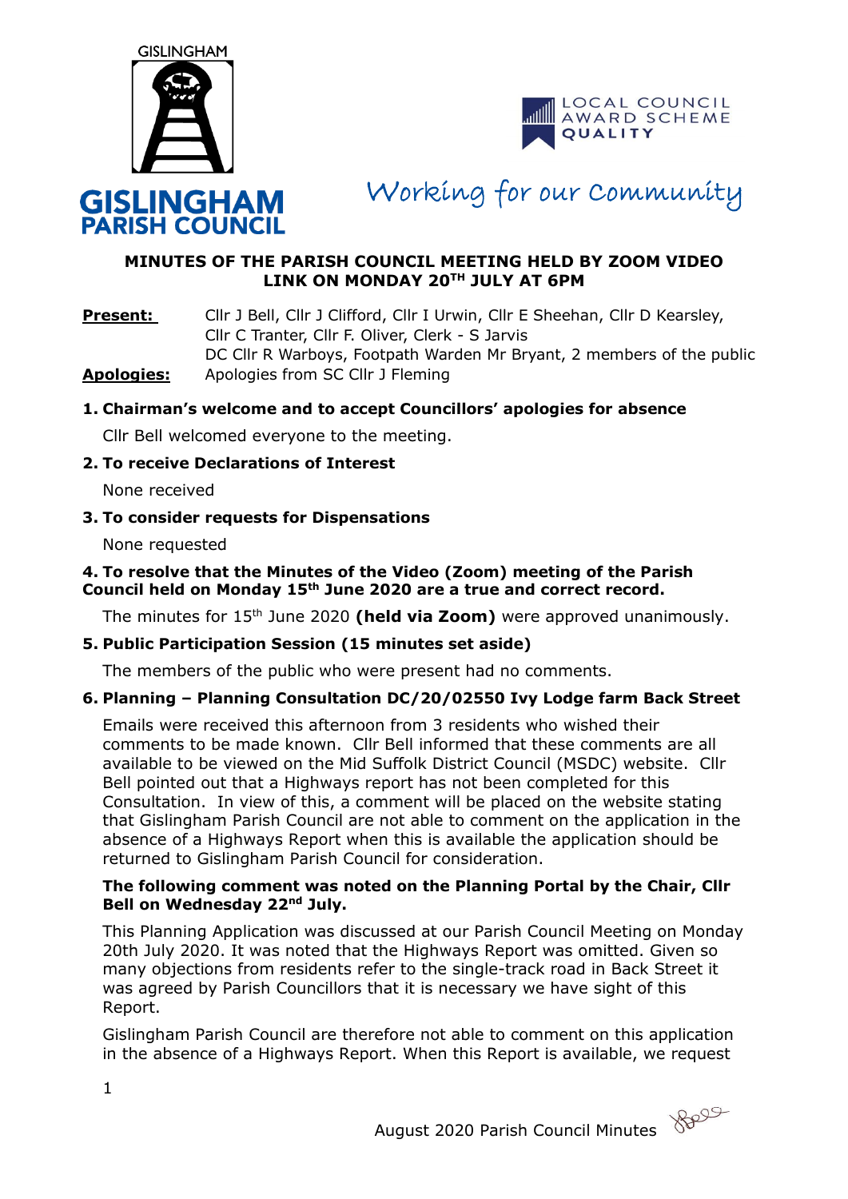GISLINGHAM

**GISLINGHAM PARISH COUNCIL**

LOCAL COUNCIL AWARD SCHEME QUALITY

*Working for our Community*

## MINUTES OF THE PARISH COUNCIL MEETING HELD BY ZOOM VIDEO LINK ON MONDAY 20TH JULY AT 6PM

**Present:** Cllr J Bell, Cllr J Clifford, Cllr I Urwin, Cllr E Sheehan, Cllr D Kearsley, Cllr C Tranter, Cllr F. Oliver, Clerk - S Jarvis
DC Cllr R Warboys, Footpath Warden Mr Bryant, 2 members of the public

**Apologies:** Apologies from SC Cllr J Fleming

**1. Chairman's welcome and to accept Councillors' apologies for absence**

Cllr Bell welcomed everyone to the meeting.

**2. To receive Declarations of Interest**

None received

**3. To consider requests for Dispensations**

None requested

**4. To resolve that the Minutes of the Video (Zoom) meeting of the Parish Council held on Monday 15th June 2020 are a true and correct record.**

The minutes for 15th June 2020 **(held via Zoom)** were approved unanimously.

**5. Public Participation Session (15 minutes set aside)**

The members of the public who were present had no comments.

**6. Planning – Planning Consultation DC/20/02550 Ivy Lodge farm Back Street**

Emails were received this afternoon from 3 residents who wished their comments to be made known. Cllr Bell informed that these comments are all available to be viewed on the Mid Suffolk District Council (MSDC) website. Cllr Bell pointed out that a Highways report has not been completed for this Consultation. In view of this, a comment will be placed on the website stating that Gislingham Parish Council are not able to comment on the application in the absence of a Highways Report when this is available the application should be returned to Gislingham Parish Council for consideration.

**The following comment was noted on the Planning Portal by the Chair, Cllr Bell on Wednesday 22nd July.**

This Planning Application was discussed at our Parish Council Meeting on Monday 20th July 2020. It was noted that the Highways Report was omitted. Given so many objections from residents refer to the single-track road in Back Street it was agreed by Parish Councillors that it is necessary we have sight of this Report.

Gislingham Parish Council are therefore not able to comment on this application in the absence of a Highways Report. When this Report is available, we request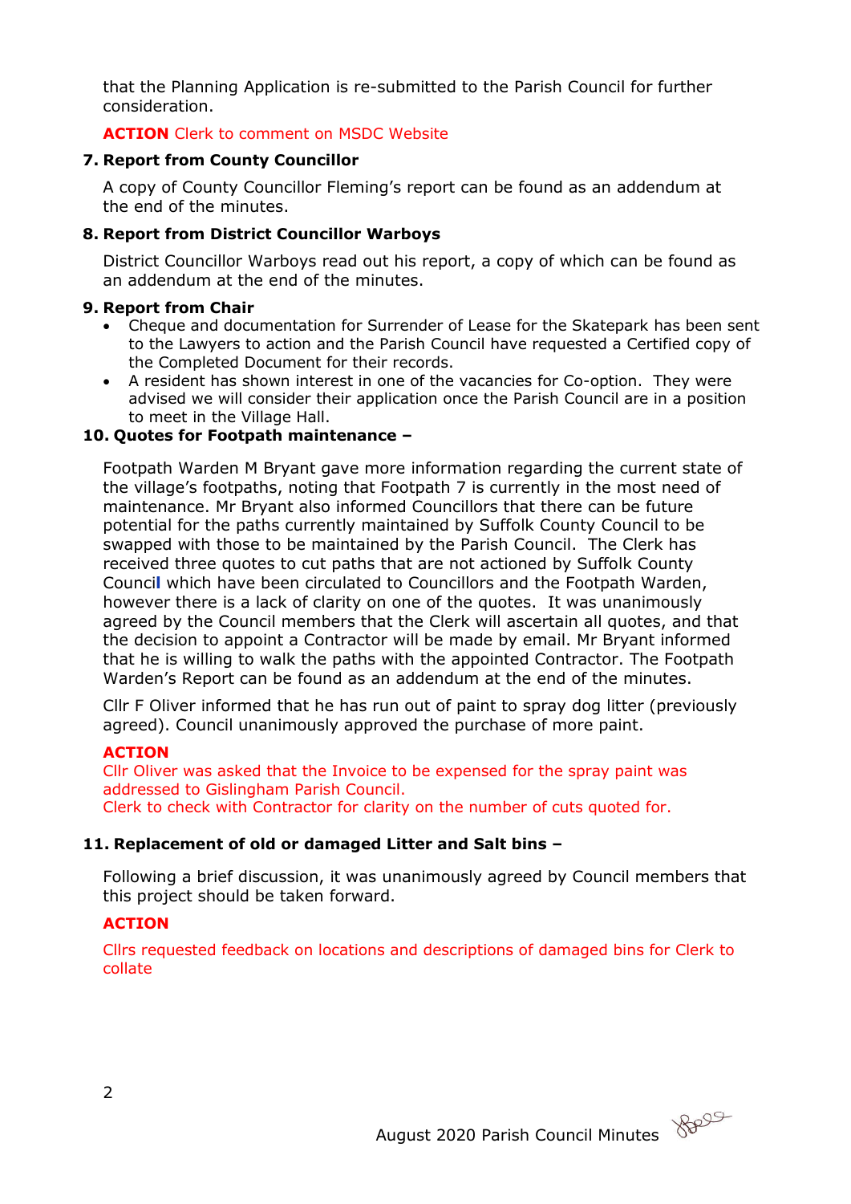that the Planning Application is re-submitted to the Parish Council for further consideration.

**ACTION** Clerk to comment on MSDC Website

**7. Report from County Councillor**

A copy of County Councillor Fleming's report can be found as an addendum at the end of the minutes.

**8. Report from District Councillor Warboys**

District Councillor Warboys read out his report, a copy of which can be found as an addendum at the end of the minutes.

**9. Report from Chair**

- Cheque and documentation for Surrender of Lease for the Skatepark has been sent to the Lawyers to action and the Parish Council have requested a Certified copy of the Completed Document for their records.
- A resident has shown interest in one of the vacancies for Co-option. They were advised we will consider their application once the Parish Council are in a position to meet in the Village Hall.

**10. Quotes for Footpath maintenance –**

Footpath Warden M Bryant gave more information regarding the current state of the village's footpaths, noting that Footpath 7 is currently in the most need of maintenance. Mr Bryant also informed Councillors that there can be future potential for the paths currently maintained by Suffolk County Council to be swapped with those to be maintained by the Parish Council. The Clerk has received three quotes to cut paths that are not actioned by Suffolk County Council which have been circulated to Councillors and the Footpath Warden, however there is a lack of clarity on one of the quotes. It was unanimously agreed by the Council members that the Clerk will ascertain all quotes, and that the decision to appoint a Contractor will be made by email. Mr Bryant informed that he is willing to walk the paths with the appointed Contractor. The Footpath Warden's Report can be found as an addendum at the end of the minutes.

Cllr F Oliver informed that he has run out of paint to spray dog litter (previously agreed). Council unanimously approved the purchase of more paint.

**ACTION**
Cllr Oliver was asked that the Invoice to be expensed for the spray paint was addressed to Gislingham Parish Council.
Clerk to check with Contractor for clarity on the number of cuts quoted for.

**11. Replacement of old or damaged Litter and Salt bins –**

Following a brief discussion, it was unanimously agreed by Council members that this project should be taken forward.

**ACTION**

Cllrs requested feedback on locations and descriptions of damaged bins for Clerk to collate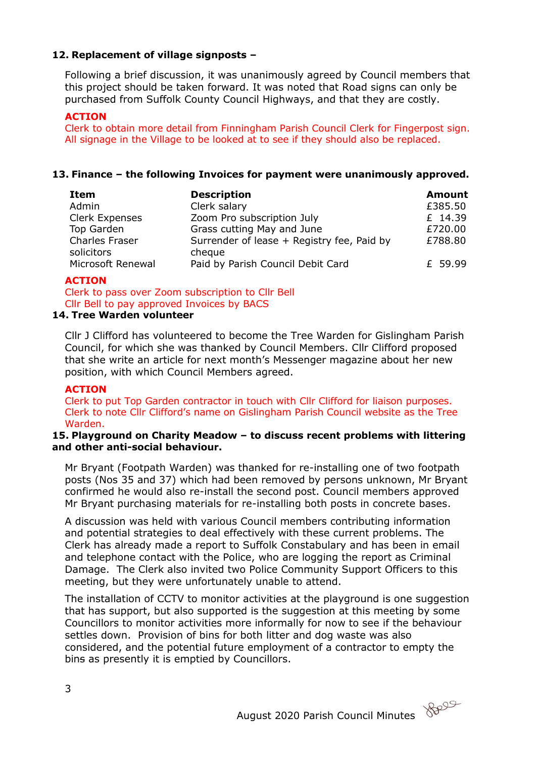**12. Replacement of village signposts –**

Following a brief discussion, it was unanimously agreed by Council members that this project should be taken forward. It was noted that Road signs can only be purchased from Suffolk County Council Highways, and that they are costly.

**ACTION**
Clerk to obtain more detail from Finningham Parish Council Clerk for Fingerpost sign.
All signage in the Village to be looked at to see if they should also be replaced.

**13. Finance – the following Invoices for payment were unanimously approved.**

| Item | Description | Amount |
|---|---|---|
| Admin | Clerk salary | £385.50 |
| Clerk Expenses | Zoom Pro subscription July | £ 14.39 |
| Top Garden | Grass cutting May and June | £720.00 |
| Charles Fraser solicitors | Surrender of lease + Registry fee, Paid by cheque | £788.80 |
| Microsoft Renewal | Paid by Parish Council Debit Card | £ 59.99 |

**ACTION**
Clerk to pass over Zoom subscription to Cllr Bell
Cllr Bell to pay approved Invoices by BACS

**14. Tree Warden volunteer**

Cllr J Clifford has volunteered to become the Tree Warden for Gislingham Parish Council, for which she was thanked by Council Members. Cllr Clifford proposed that she write an article for next month's Messenger magazine about her new position, with which Council Members agreed.

**ACTION**
Clerk to put Top Garden contractor in touch with Cllr Clifford for liaison purposes.
Clerk to note Cllr Clifford's name on Gislingham Parish Council website as the Tree Warden.

**15. Playground on Charity Meadow – to discuss recent problems with littering and other anti-social behaviour.**

Mr Bryant (Footpath Warden) was thanked for re-installing one of two footpath posts (Nos 35 and 37) which had been removed by persons unknown, Mr Bryant confirmed he would also re-install the second post. Council members approved Mr Bryant purchasing materials for re-installing both posts in concrete bases.

A discussion was held with various Council members contributing information and potential strategies to deal effectively with these current problems. The Clerk has already made a report to Suffolk Constabulary and has been in email and telephone contact with the Police, who are logging the report as Criminal Damage. The Clerk also invited two Police Community Support Officers to this meeting, but they were unfortunately unable to attend.

The installation of CCTV to monitor activities at the playground is one suggestion that has support, but also supported is the suggestion at this meeting by some Councillors to monitor activities more informally for now to see if the behaviour settles down. Provision of bins for both litter and dog waste was also considered, and the potential future employment of a contractor to empty the bins as presently it is emptied by Councillors.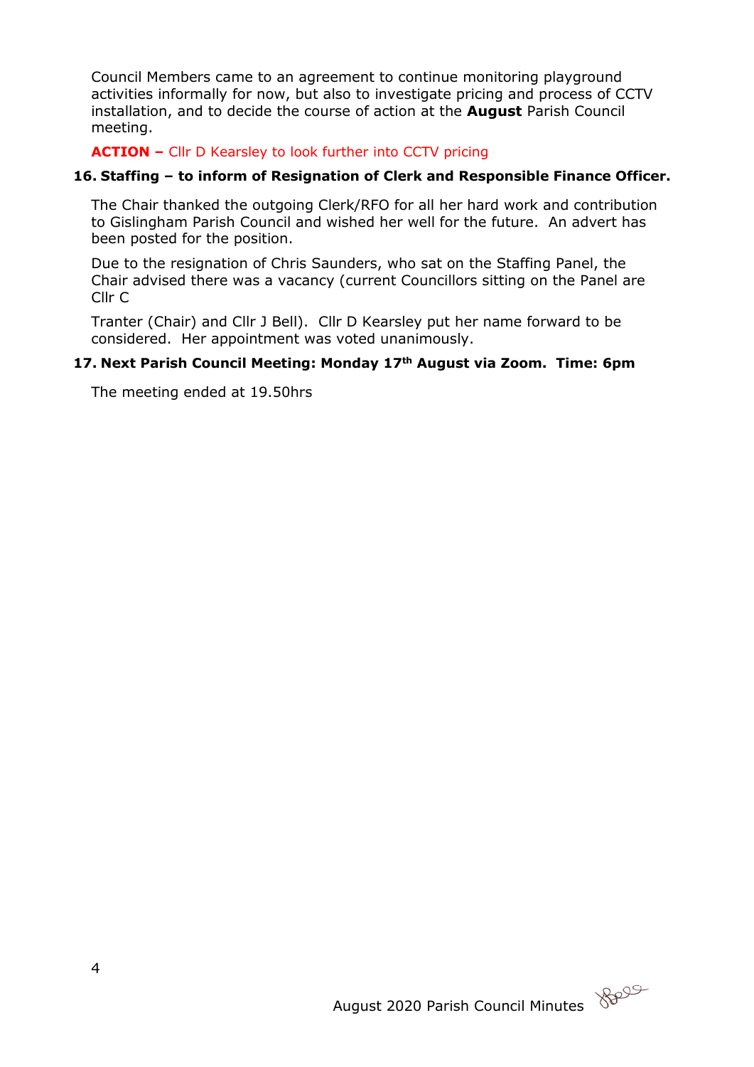Council Members came to an agreement to continue monitoring playground activities informally for now, but also to investigate pricing and process of CCTV installation, and to decide the course of action at the **August** Parish Council meeting.

**ACTION –** Cllr D Kearsley to look further into CCTV pricing

**16. Staffing – to inform of Resignation of Clerk and Responsible Finance Officer.**

The Chair thanked the outgoing Clerk/RFO for all her hard work and contribution to Gislingham Parish Council and wished her well for the future. An advert has been posted for the position.

Due to the resignation of Chris Saunders, who sat on the Staffing Panel, the Chair advised there was a vacancy (current Councillors sitting on the Panel are Cllr C

Tranter (Chair) and Cllr J Bell). Cllr D Kearsley put her name forward to be considered. Her appointment was voted unanimously.

**17. Next Parish Council Meeting: Monday 17th August via Zoom. Time: 6pm**

The meeting ended at 19.50hrs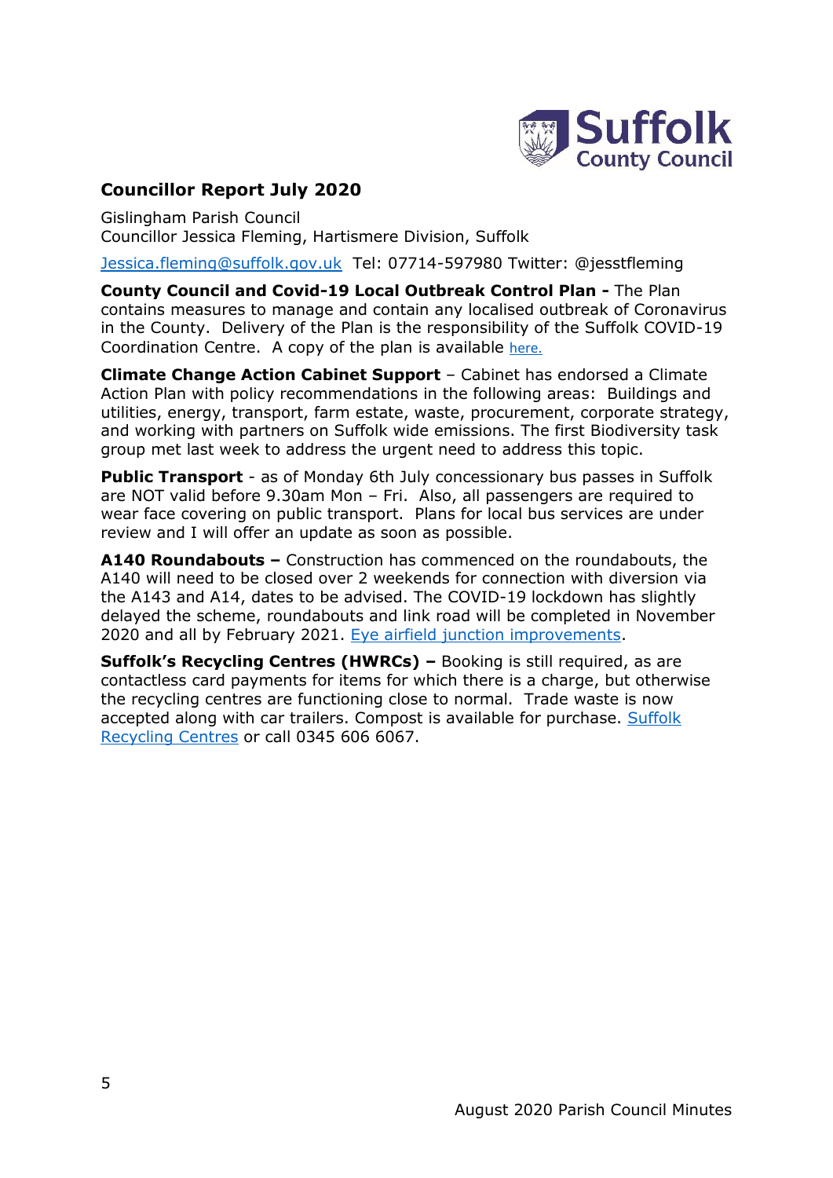## Councillor Report July 2020

Gislingham Parish Council
Councillor Jessica Fleming, Hartismere Division, Suffolk

Jessica.fleming@suffolk.gov.uk Tel: 07714-597980 Twitter: @jesstfleming

**County Council and Covid-19 Local Outbreak Control Plan -** The Plan contains measures to manage and contain any localised outbreak of Coronavirus in the County. Delivery of the Plan is the responsibility of the Suffolk COVID-19 Coordination Centre. A copy of the plan is available here.

**Climate Change Action Cabinet Support** – Cabinet has endorsed a Climate Action Plan with policy recommendations in the following areas: Buildings and utilities, energy, transport, farm estate, waste, procurement, corporate strategy, and working with partners on Suffolk wide emissions. The first Biodiversity task group met last week to address the urgent need to address this topic.

**Public Transport** - as of Monday 6th July concessionary bus passes in Suffolk are NOT valid before 9.30am Mon – Fri. Also, all passengers are required to wear face covering on public transport. Plans for local bus services are under review and I will offer an update as soon as possible.

**A140 Roundabouts –** Construction has commenced on the roundabouts, the A140 will need to be closed over 2 weekends for connection with diversion via the A143 and A14, dates to be advised. The COVID-19 lockdown has slightly delayed the scheme, roundabouts and link road will be completed in November 2020 and all by February 2021. Eye airfield junction improvements.

**Suffolk's Recycling Centres (HWRCs) –** Booking is still required, as are contactless card payments for items for which there is a charge, but otherwise the recycling centres are functioning close to normal. Trade waste is now accepted along with car trailers. Compost is available for purchase. Suffolk Recycling Centres or call 0345 606 6067.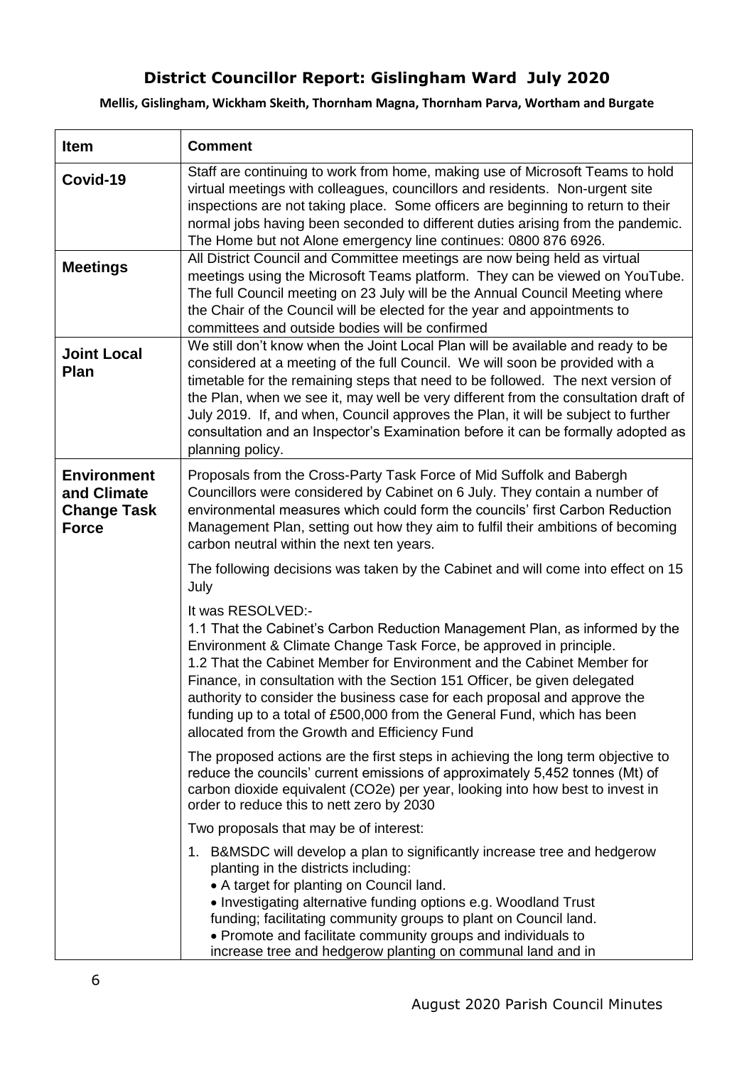# District Councillor Report: Gislingham Ward July 2020

**Mellis, Gislingham, Wickham Skeith, Thornham Magna, Thornham Parva, Wortham and Burgate**

| Item | Comment |
|---|---|
| **Covid-19** | Staff are continuing to work from home, making use of Microsoft Teams to hold virtual meetings with colleagues, councillors and residents. Non-urgent site inspections are not taking place. Some officers are beginning to return to their normal jobs having been seconded to different duties arising from the pandemic. The Home but not Alone emergency line continues: 0800 876 6926. |
| **Meetings** | All District Council and Committee meetings are now being held as virtual meetings using the Microsoft Teams platform. They can be viewed on YouTube. The full Council meeting on 23 July will be the Annual Council Meeting where the Chair of the Council will be elected for the year and appointments to committees and outside bodies will be confirmed |
| **Joint Local Plan** | We still don't know when the Joint Local Plan will be available and ready to be considered at a meeting of the full Council. We will soon be provided with a timetable for the remaining steps that need to be followed. The next version of the Plan, when we see it, may well be very different from the consultation draft of July 2019. If, and when, Council approves the Plan, it will be subject to further consultation and an Inspector's Examination before it can be formally adopted as planning policy. |
| **Environment and Climate Change Task Force** | Proposals from the Cross-Party Task Force of Mid Suffolk and Babergh Councillors were considered by Cabinet on 6 July. They contain a number of environmental measures which could form the councils' first Carbon Reduction Management Plan, setting out how they aim to fulfil their ambitions of becoming carbon neutral within the next ten years.<br><br>The following decisions was taken by the Cabinet and will come into effect on 15 July<br><br>It was RESOLVED:-<br>1.1 That the Cabinet's Carbon Reduction Management Plan, as informed by the Environment & Climate Change Task Force, be approved in principle.<br>1.2 That the Cabinet Member for Environment and the Cabinet Member for Finance, in consultation with the Section 151 Officer, be given delegated authority to consider the business case for each proposal and approve the funding up to a total of £500,000 from the General Fund, which has been allocated from the Growth and Efficiency Fund<br><br>The proposed actions are the first steps in achieving the long term objective to reduce the councils' current emissions of approximately 5,452 tonnes (Mt) of carbon dioxide equivalent (CO2e) per year, looking into how best to invest in order to reduce this to nett zero by 2030<br><br>Two proposals that may be of interest:<br><br>1. B&MSDC will develop a plan to significantly increase tree and hedgerow planting in the districts including:<br>• A target for planting on Council land.<br>• Investigating alternative funding options e.g. Woodland Trust funding; facilitating community groups to plant on Council land.<br>• Promote and facilitate community groups and individuals to increase tree and hedgerow planting on communal land and in |

August 2020 Parish Council Minutes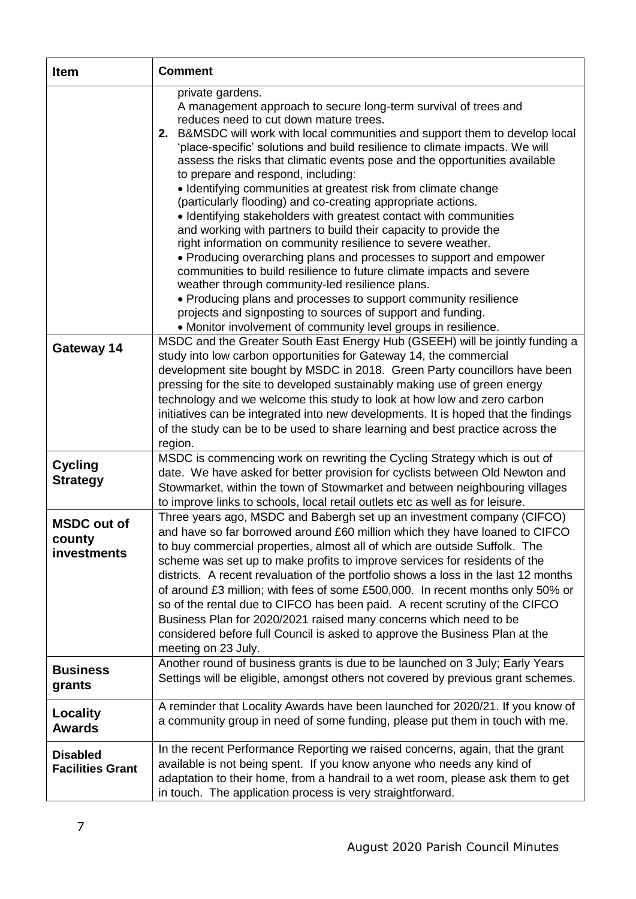| Item | Comment |
|---|---|
| | private gardens.<br>A management approach to secure long-term survival of trees and reduces need to cut down mature trees.<br>**2.** B&MSDC will work with local communities and support them to develop local 'place-specific' solutions and build resilience to climate impacts. We will assess the risks that climatic events pose and the opportunities available to prepare and respond, including:<br>• Identifying communities at greatest risk from climate change (particularly flooding) and co-creating appropriate actions.<br>• Identifying stakeholders with greatest contact with communities and working with partners to build their capacity to provide the right information on community resilience to severe weather.<br>• Producing overarching plans and processes to support and empower communities to build resilience to future climate impacts and severe weather through community-led resilience plans.<br>• Producing plans and processes to support community resilience projects and signposting to sources of support and funding.<br>• Monitor involvement of community level groups in resilience. |
| **Gateway 14** | MSDC and the Greater South East Energy Hub (GSEEH) will be jointly funding a study into low carbon opportunities for Gateway 14, the commercial development site bought by MSDC in 2018. Green Party councillors have been pressing for the site to developed sustainably making use of green energy technology and we welcome this study to look at how low and zero carbon initiatives can be integrated into new developments. It is hoped that the findings of the study can be to be used to share learning and best practice across the region. |
| **Cycling Strategy** | MSDC is commencing work on rewriting the Cycling Strategy which is out of date. We have asked for better provision for cyclists between Old Newton and Stowmarket, within the town of Stowmarket and between neighbouring villages to improve links to schools, local retail outlets etc as well as for leisure. |
| **MSDC out of county investments** | Three years ago, MSDC and Babergh set up an investment company (CIFCO) and have so far borrowed around £60 million which they have loaned to CIFCO to buy commercial properties, almost all of which are outside Suffolk. The scheme was set up to make profits to improve services for residents of the districts. A recent revaluation of the portfolio shows a loss in the last 12 months of around £3 million; with fees of some £500,000. In recent months only 50% or so of the rental due to CIFCO has been paid. A recent scrutiny of the CIFCO Business Plan for 2020/2021 raised many concerns which need to be considered before full Council is asked to approve the Business Plan at the meeting on 23 July. |
| **Business grants** | Another round of business grants is due to be launched on 3 July; Early Years Settings will be eligible, amongst others not covered by previous grant schemes. |
| **Locality Awards** | A reminder that Locality Awards have been launched for 2020/21. If you know of a community group in need of some funding, please put them in touch with me. |
| **Disabled Facilities Grant** | In the recent Performance Reporting we raised concerns, again, that the grant available is not being spent. If you know anyone who needs any kind of adaptation to their home, from a handrail to a wet room, please ask them to get in touch. The application process is very straightforward. |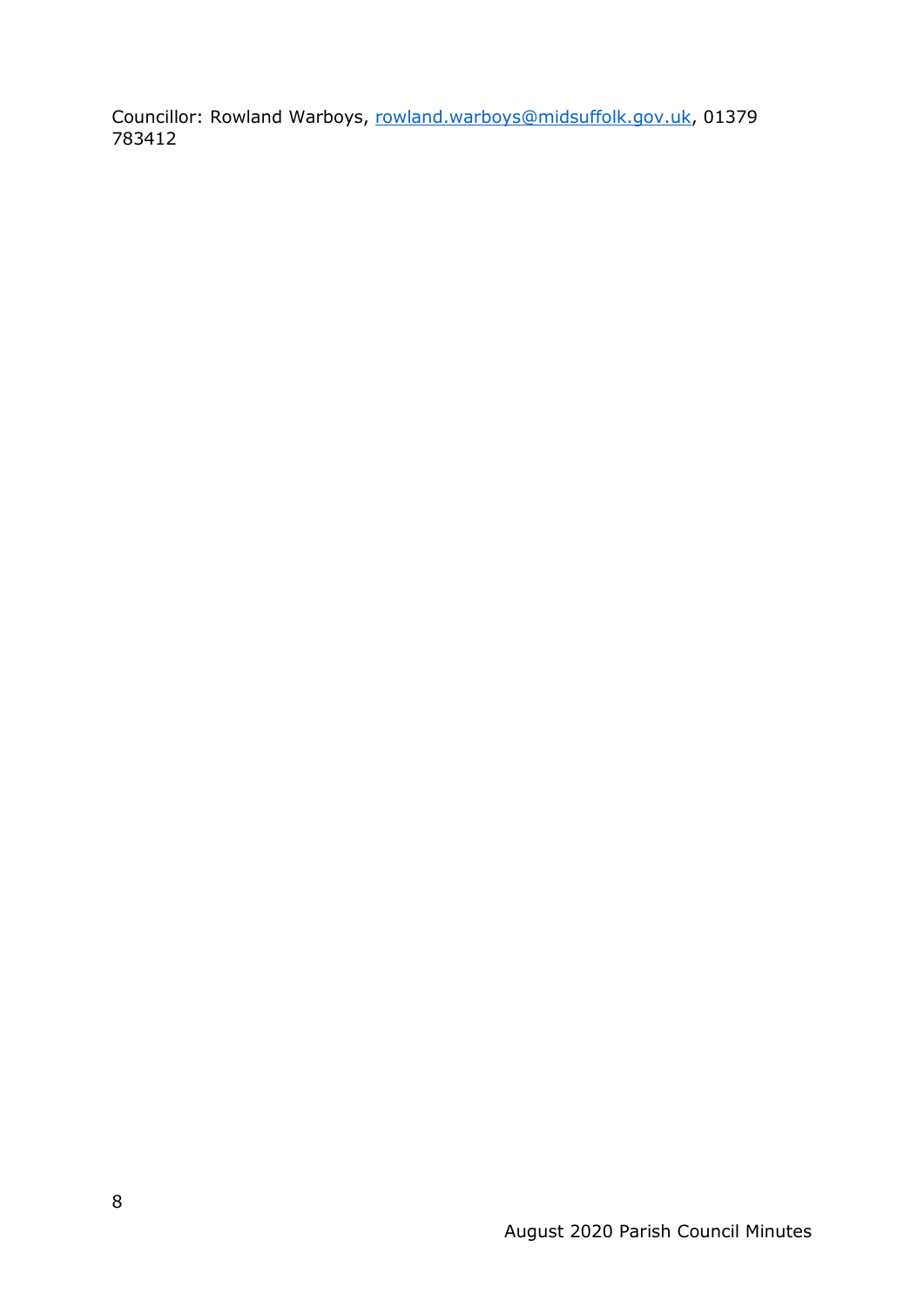Councillor: Rowland Warboys, rowland.warboys@midsuffolk.gov.uk, 01379 783412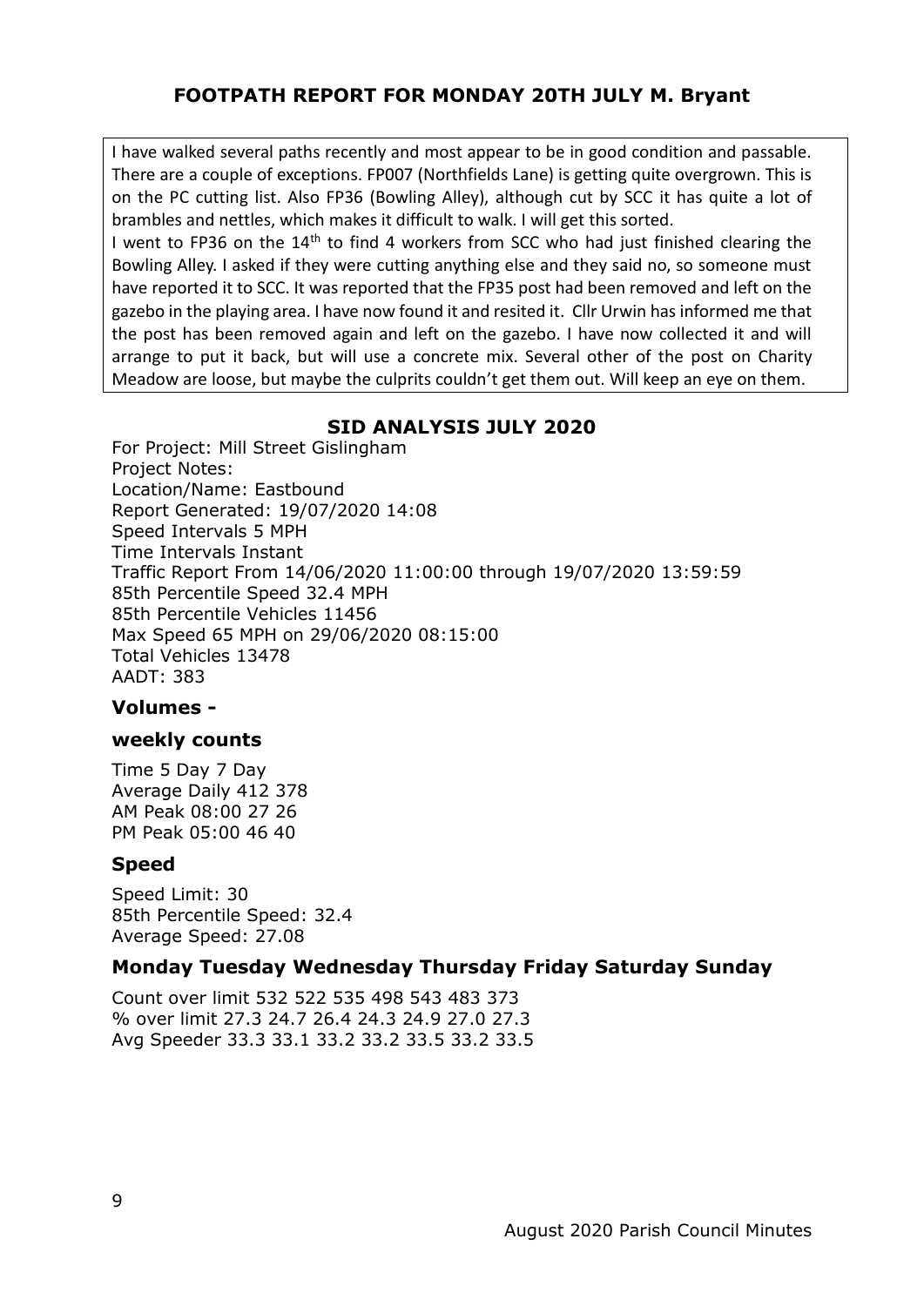## FOOTPATH REPORT FOR MONDAY 20TH JULY M. Bryant

I have walked several paths recently and most appear to be in good condition and passable. There are a couple of exceptions. FP007 (Northfields Lane) is getting quite overgrown. This is on the PC cutting list. Also FP36 (Bowling Alley), although cut by SCC it has quite a lot of brambles and nettles, which makes it difficult to walk. I will get this sorted.
I went to FP36 on the 14th to find 4 workers from SCC who had just finished clearing the Bowling Alley. I asked if they were cutting anything else and they said no, so someone must have reported it to SCC. It was reported that the FP35 post had been removed and left on the gazebo in the playing area. I have now found it and resited it. Cllr Urwin has informed me that the post has been removed again and left on the gazebo. I have now collected it and will arrange to put it back, but will use a concrete mix. Several other of the post on Charity Meadow are loose, but maybe the culprits couldn't get them out. Will keep an eye on them.

## SID ANALYSIS JULY 2020

For Project: Mill Street Gislingham
Project Notes:
Location/Name: Eastbound
Report Generated: 19/07/2020 14:08
Speed Intervals 5 MPH
Time Intervals Instant
Traffic Report From 14/06/2020 11:00:00 through 19/07/2020 13:59:59
85th Percentile Speed 32.4 MPH
85th Percentile Vehicles 11456
Max Speed 65 MPH on 29/06/2020 08:15:00
Total Vehicles 13478
AADT: 383

### Volumes -

### weekly counts

| Time | 5 Day | 7 Day |
|---|---|---|
| Average Daily | 412 | 378 |
| AM Peak 08:00 | 27 | 26 |
| PM Peak 05:00 | 46 | 40 |

### Speed

Speed Limit: 30
85th Percentile Speed: 32.4
Average Speed: 27.08

| | Monday | Tuesday | Wednesday | Thursday | Friday | Saturday | Sunday |
|---|---|---|---|---|---|---|---|
| Count over limit | 532 | 522 | 535 | 498 | 543 | 483 | 373 |
| % over limit | 27.3 | 24.7 | 26.4 | 24.3 | 24.9 | 27.0 | 27.3 |
| Avg Speeder | 33.3 | 33.1 | 33.2 | 33.2 | 33.5 | 33.2 | 33.5 |